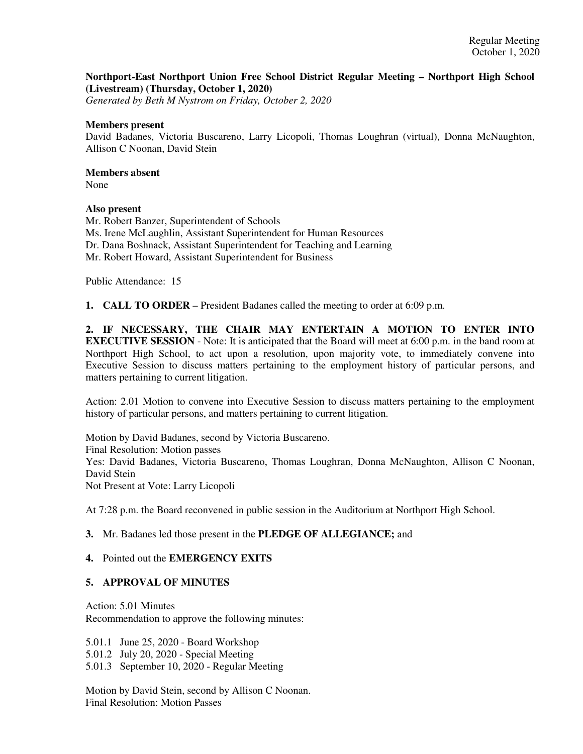**Northport-East Northport Union Free School District Regular Meeting – Northport High School (Livestream) (Thursday, October 1, 2020)**
*Generated by Beth M Nystrom on Friday, October 2, 2020*

**Members present**
David Badanes, Victoria Buscareno, Larry Licopoli, Thomas Loughran (virtual), Donna McNaughton, Allison C Noonan, David Stein

**Members absent**
None

**Also present**
Mr. Robert Banzer, Superintendent of Schools
Ms. Irene McLaughlin, Assistant Superintendent for Human Resources
Dr. Dana Boshnack, Assistant Superintendent for Teaching and Learning
Mr. Robert Howard, Assistant Superintendent for Business

Public Attendance: 15

**1. CALL TO ORDER** – President Badanes called the meeting to order at 6:09 p.m.

**2. IF NECESSARY, THE CHAIR MAY ENTERTAIN A MOTION TO ENTER INTO EXECUTIVE SESSION** - Note: It is anticipated that the Board will meet at 6:00 p.m. in the band room at Northport High School, to act upon a resolution, upon majority vote, to immediately convene into Executive Session to discuss matters pertaining to the employment history of particular persons, and matters pertaining to current litigation.

Action: 2.01 Motion to convene into Executive Session to discuss matters pertaining to the employment history of particular persons, and matters pertaining to current litigation.

Motion by David Badanes, second by Victoria Buscareno.
Final Resolution: Motion passes
Yes: David Badanes, Victoria Buscareno, Thomas Loughran, Donna McNaughton, Allison C Noonan, David Stein
Not Present at Vote: Larry Licopoli

At 7:28 p.m. the Board reconvened in public session in the Auditorium at Northport High School.

**3.** Mr. Badanes led those present in the **PLEDGE OF ALLEGIANCE;** and

**4.** Pointed out the **EMERGENCY EXITS**

**5. APPROVAL OF MINUTES**

Action: 5.01 Minutes
Recommendation to approve the following minutes:

5.01.1 June 25, 2020 - Board Workshop
5.01.2 July 20, 2020 - Special Meeting
5.01.3 September 10, 2020 - Regular Meeting

Motion by David Stein, second by Allison C Noonan.
Final Resolution: Motion Passes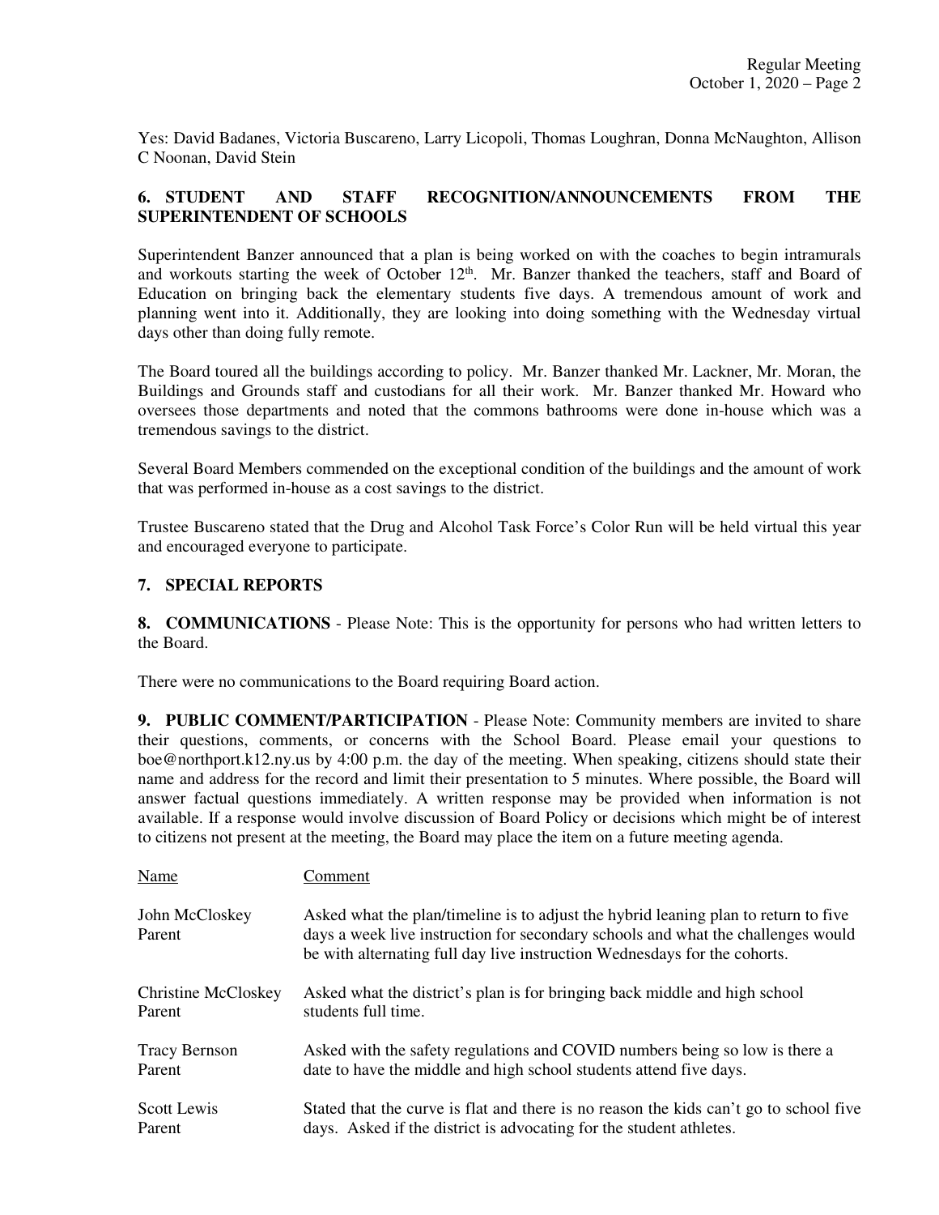Yes: David Badanes, Victoria Buscareno, Larry Licopoli, Thomas Loughran, Donna McNaughton, Allison C Noonan, David Stein

**6. STUDENT AND STAFF RECOGNITION/ANNOUNCEMENTS FROM THE SUPERINTENDENT OF SCHOOLS**

Superintendent Banzer announced that a plan is being worked on with the coaches to begin intramurals and workouts starting the week of October 12th. Mr. Banzer thanked the teachers, staff and Board of Education on bringing back the elementary students five days. A tremendous amount of work and planning went into it. Additionally, they are looking into doing something with the Wednesday virtual days other than doing fully remote.

The Board toured all the buildings according to policy. Mr. Banzer thanked Mr. Lackner, Mr. Moran, the Buildings and Grounds staff and custodians for all their work. Mr. Banzer thanked Mr. Howard who oversees those departments and noted that the commons bathrooms were done in-house which was a tremendous savings to the district.

Several Board Members commended on the exceptional condition of the buildings and the amount of work that was performed in-house as a cost savings to the district.

Trustee Buscareno stated that the Drug and Alcohol Task Force's Color Run will be held virtual this year and encouraged everyone to participate.

**7. SPECIAL REPORTS**

**8. COMMUNICATIONS** - Please Note: This is the opportunity for persons who had written letters to the Board.

There were no communications to the Board requiring Board action.

**9. PUBLIC COMMENT/PARTICIPATION** - Please Note: Community members are invited to share their questions, comments, or concerns with the School Board. Please email your questions to boe@northport.k12.ny.us by 4:00 p.m. the day of the meeting. When speaking, citizens should state their name and address for the record and limit their presentation to 5 minutes. Where possible, the Board will answer factual questions immediately. A written response may be provided when information is not available. If a response would involve discussion of Board Policy or decisions which might be of interest to citizens not present at the meeting, the Board may place the item on a future meeting agenda.

| Name | Comment |
|---|---|
| John McCloskey<br>Parent | Asked what the plan/timeline is to adjust the hybrid leaning plan to return to five days a week live instruction for secondary schools and what the challenges would be with alternating full day live instruction Wednesdays for the cohorts. |
| Christine McCloskey<br>Parent | Asked what the district's plan is for bringing back middle and high school students full time. |
| Tracy Bernson<br>Parent | Asked with the safety regulations and COVID numbers being so low is there a date to have the middle and high school students attend five days. |
| Scott Lewis<br>Parent | Stated that the curve is flat and there is no reason the kids can't go to school five days. Asked if the district is advocating for the student athletes. |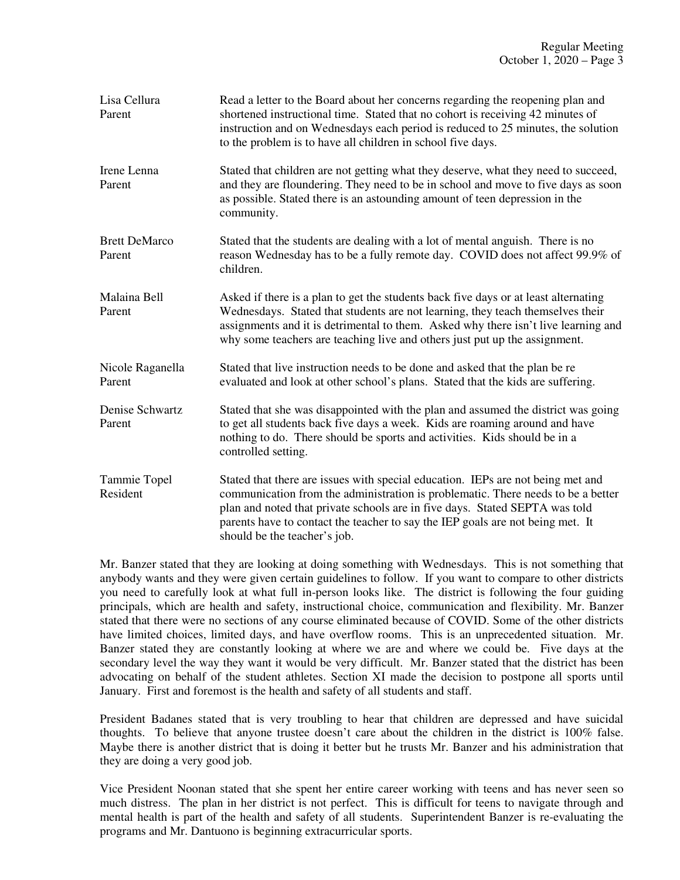| | |
|---|---|
| Lisa Cellura<br>Parent | Read a letter to the Board about her concerns regarding the reopening plan and shortened instructional time. Stated that no cohort is receiving 42 minutes of instruction and on Wednesdays each period is reduced to 25 minutes, the solution to the problem is to have all children in school five days. |
| Irene Lenna<br>Parent | Stated that children are not getting what they deserve, what they need to succeed, and they are floundering. They need to be in school and move to five days as soon as possible. Stated there is an astounding amount of teen depression in the community. |
| Brett DeMarco<br>Parent | Stated that the students are dealing with a lot of mental anguish. There is no reason Wednesday has to be a fully remote day. COVID does not affect 99.9% of children. |
| Malaina Bell<br>Parent | Asked if there is a plan to get the students back five days or at least alternating Wednesdays. Stated that students are not learning, they teach themselves their assignments and it is detrimental to them. Asked why there isn't live learning and why some teachers are teaching live and others just put up the assignment. |
| Nicole Raganella<br>Parent | Stated that live instruction needs to be done and asked that the plan be re evaluated and look at other school's plans. Stated that the kids are suffering. |
| Denise Schwartz<br>Parent | Stated that she was disappointed with the plan and assumed the district was going to get all students back five days a week. Kids are roaming around and have nothing to do. There should be sports and activities. Kids should be in a controlled setting. |
| Tammie Topel<br>Resident | Stated that there are issues with special education. IEPs are not being met and communication from the administration is problematic. There needs to be a better plan and noted that private schools are in five days. Stated SEPTA was told parents have to contact the teacher to say the IEP goals are not being met. It should be the teacher's job. |

Mr. Banzer stated that they are looking at doing something with Wednesdays. This is not something that anybody wants and they were given certain guidelines to follow. If you want to compare to other districts you need to carefully look at what full in-person looks like. The district is following the four guiding principals, which are health and safety, instructional choice, communication and flexibility. Mr. Banzer stated that there were no sections of any course eliminated because of COVID. Some of the other districts have limited choices, limited days, and have overflow rooms. This is an unprecedented situation. Mr. Banzer stated they are constantly looking at where we are and where we could be. Five days at the secondary level the way they want it would be very difficult. Mr. Banzer stated that the district has been advocating on behalf of the student athletes. Section XI made the decision to postpone all sports until January. First and foremost is the health and safety of all students and staff.

President Badanes stated that is very troubling to hear that children are depressed and have suicidal thoughts. To believe that anyone trustee doesn't care about the children in the district is 100% false. Maybe there is another district that is doing it better but he trusts Mr. Banzer and his administration that they are doing a very good job.

Vice President Noonan stated that she spent her entire career working with teens and has never seen so much distress. The plan in her district is not perfect. This is difficult for teens to navigate through and mental health is part of the health and safety of all students. Superintendent Banzer is re-evaluating the programs and Mr. Dantuono is beginning extracurricular sports.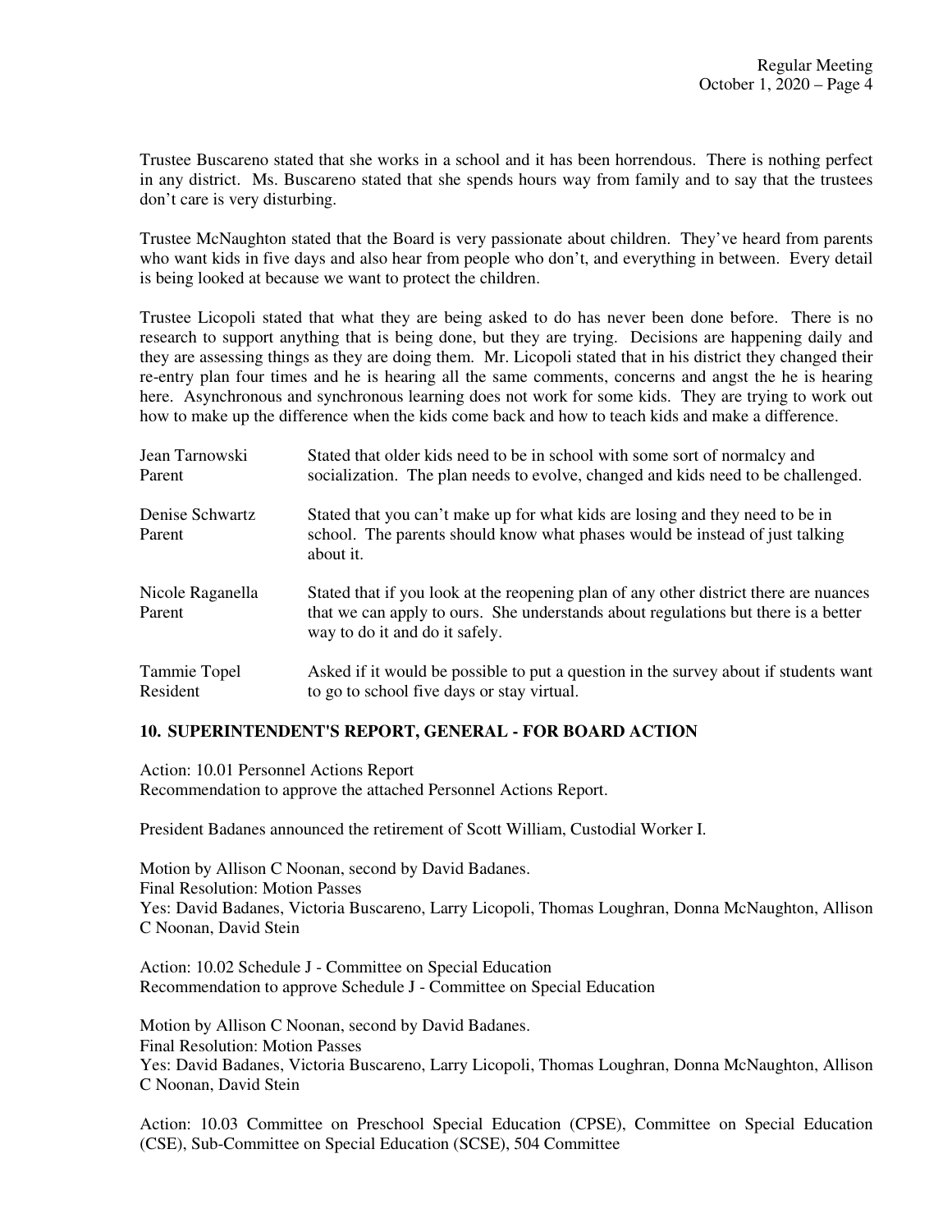Trustee Buscareno stated that she works in a school and it has been horrendous. There is nothing perfect in any district. Ms. Buscareno stated that she spends hours way from family and to say that the trustees don't care is very disturbing.

Trustee McNaughton stated that the Board is very passionate about children. They've heard from parents who want kids in five days and also hear from people who don't, and everything in between. Every detail is being looked at because we want to protect the children.

Trustee Licopoli stated that what they are being asked to do has never been done before. There is no research to support anything that is being done, but they are trying. Decisions are happening daily and they are assessing things as they are doing them. Mr. Licopoli stated that in his district they changed their re-entry plan four times and he is hearing all the same comments, concerns and angst the he is hearing here. Asynchronous and synchronous learning does not work for some kids. They are trying to work out how to make up the difference when the kids come back and how to teach kids and make a difference.

| | |
|---|---|
| Jean Tarnowski<br>Parent | Stated that older kids need to be in school with some sort of normalcy and socialization. The plan needs to evolve, changed and kids need to be challenged. |
| Denise Schwartz<br>Parent | Stated that you can't make up for what kids are losing and they need to be in school. The parents should know what phases would be instead of just talking about it. |
| Nicole Raganella<br>Parent | Stated that if you look at the reopening plan of any other district there are nuances that we can apply to ours. She understands about regulations but there is a better way to do it and do it safely. |
| Tammie Topel<br>Resident | Asked if it would be possible to put a question in the survey about if students want to go to school five days or stay virtual. |

## 10. SUPERINTENDENT'S REPORT, GENERAL - FOR BOARD ACTION

Action: 10.01 Personnel Actions Report
Recommendation to approve the attached Personnel Actions Report.

President Badanes announced the retirement of Scott William, Custodial Worker I.

Motion by Allison C Noonan, second by David Badanes.
Final Resolution: Motion Passes
Yes: David Badanes, Victoria Buscareno, Larry Licopoli, Thomas Loughran, Donna McNaughton, Allison C Noonan, David Stein

Action: 10.02 Schedule J - Committee on Special Education
Recommendation to approve Schedule J - Committee on Special Education

Motion by Allison C Noonan, second by David Badanes.
Final Resolution: Motion Passes
Yes: David Badanes, Victoria Buscareno, Larry Licopoli, Thomas Loughran, Donna McNaughton, Allison C Noonan, David Stein

Action: 10.03 Committee on Preschool Special Education (CPSE), Committee on Special Education (CSE), Sub-Committee on Special Education (SCSE), 504 Committee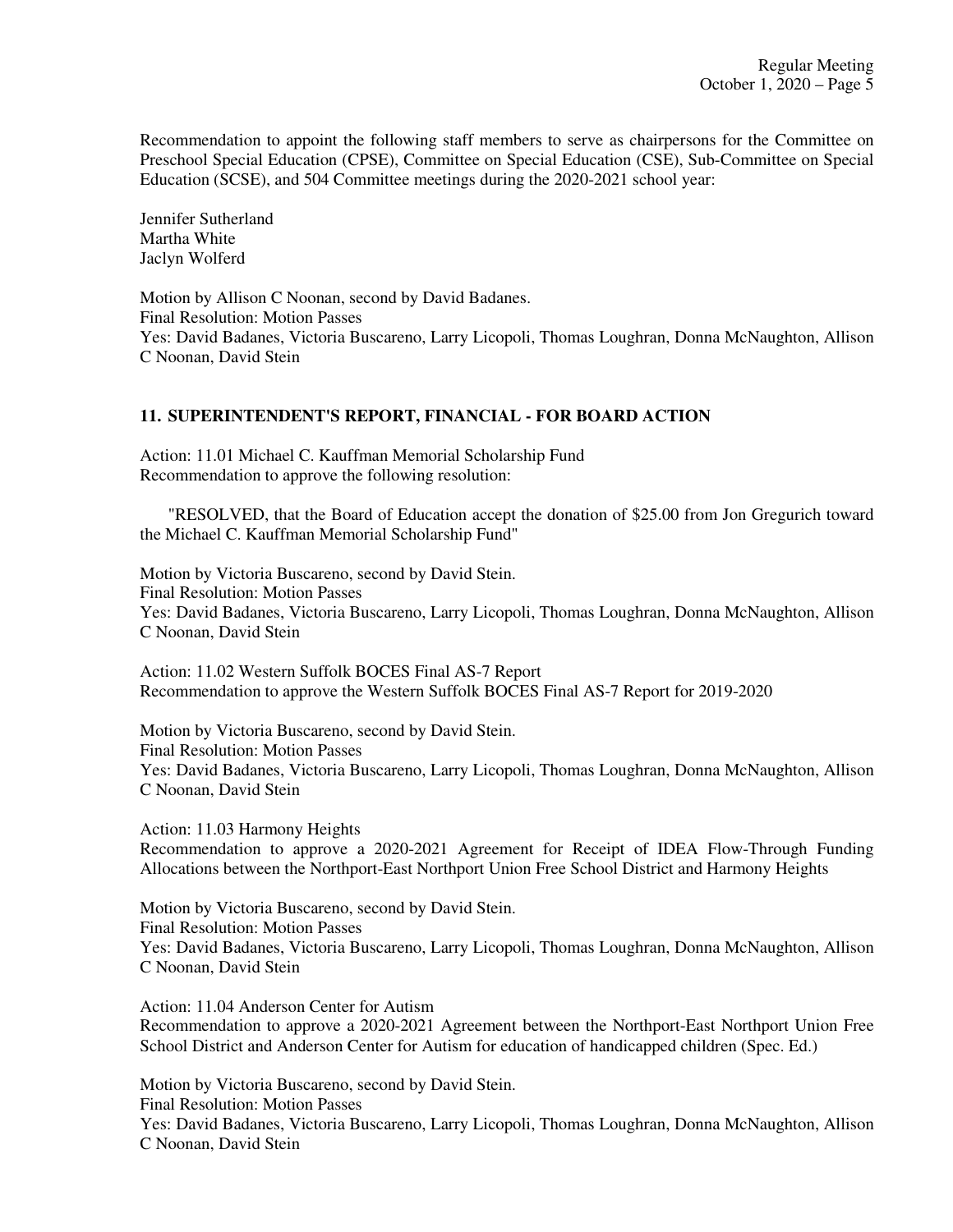Recommendation to appoint the following staff members to serve as chairpersons for the Committee on Preschool Special Education (CPSE), Committee on Special Education (CSE), Sub-Committee on Special Education (SCSE), and 504 Committee meetings during the 2020-2021 school year:

Jennifer Sutherland
Martha White
Jaclyn Wolferd

Motion by Allison C Noonan, second by David Badanes.
Final Resolution: Motion Passes
Yes: David Badanes, Victoria Buscareno, Larry Licopoli, Thomas Loughran, Donna McNaughton, Allison C Noonan, David Stein

## 11. SUPERINTENDENT'S REPORT, FINANCIAL - FOR BOARD ACTION

Action: 11.01 Michael C. Kauffman Memorial Scholarship Fund
Recommendation to approve the following resolution:

"RESOLVED, that the Board of Education accept the donation of $25.00 from Jon Gregurich toward the Michael C. Kauffman Memorial Scholarship Fund"

Motion by Victoria Buscareno, second by David Stein.
Final Resolution: Motion Passes
Yes: David Badanes, Victoria Buscareno, Larry Licopoli, Thomas Loughran, Donna McNaughton, Allison C Noonan, David Stein

Action: 11.02 Western Suffolk BOCES Final AS-7 Report
Recommendation to approve the Western Suffolk BOCES Final AS-7 Report for 2019-2020

Motion by Victoria Buscareno, second by David Stein.
Final Resolution: Motion Passes
Yes: David Badanes, Victoria Buscareno, Larry Licopoli, Thomas Loughran, Donna McNaughton, Allison C Noonan, David Stein

Action: 11.03 Harmony Heights
Recommendation to approve a 2020-2021 Agreement for Receipt of IDEA Flow-Through Funding Allocations between the Northport-East Northport Union Free School District and Harmony Heights

Motion by Victoria Buscareno, second by David Stein.
Final Resolution: Motion Passes
Yes: David Badanes, Victoria Buscareno, Larry Licopoli, Thomas Loughran, Donna McNaughton, Allison C Noonan, David Stein

Action: 11.04 Anderson Center for Autism
Recommendation to approve a 2020-2021 Agreement between the Northport-East Northport Union Free School District and Anderson Center for Autism for education of handicapped children (Spec. Ed.)

Motion by Victoria Buscareno, second by David Stein.
Final Resolution: Motion Passes
Yes: David Badanes, Victoria Buscareno, Larry Licopoli, Thomas Loughran, Donna McNaughton, Allison C Noonan, David Stein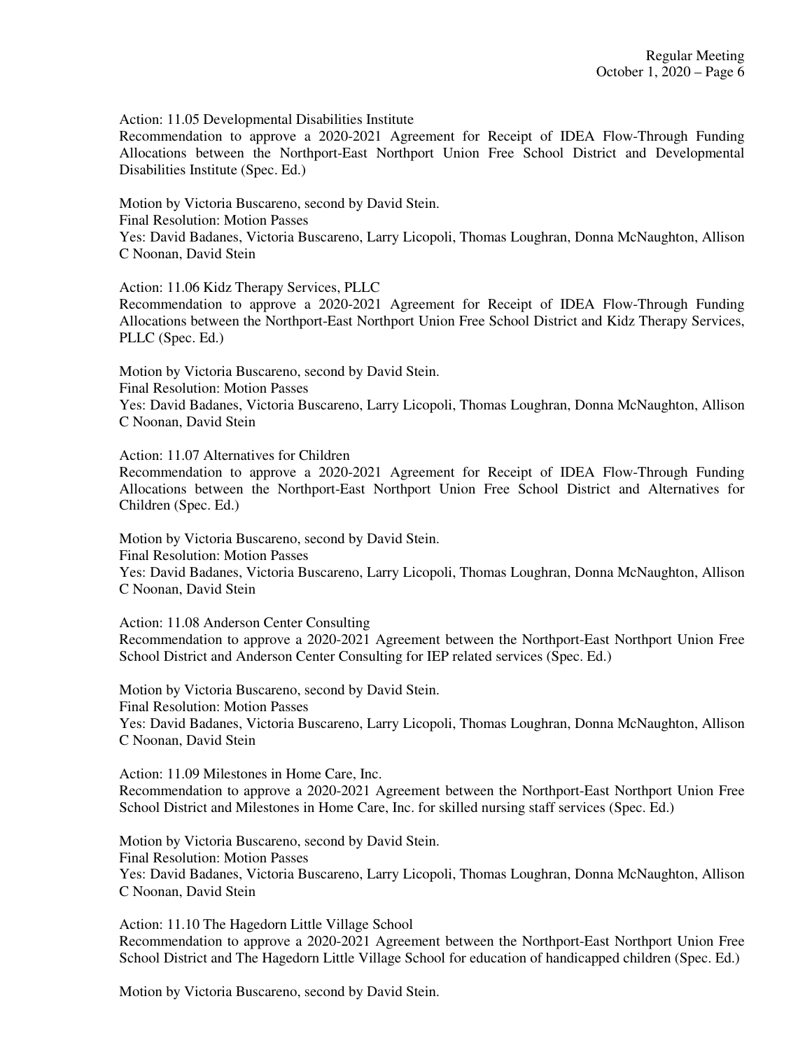Action: 11.05 Developmental Disabilities Institute

Recommendation to approve a 2020-2021 Agreement for Receipt of IDEA Flow-Through Funding Allocations between the Northport-East Northport Union Free School District and Developmental Disabilities Institute (Spec. Ed.)

Motion by Victoria Buscareno, second by David Stein.
Final Resolution: Motion Passes
Yes: David Badanes, Victoria Buscareno, Larry Licopoli, Thomas Loughran, Donna McNaughton, Allison C Noonan, David Stein

Action: 11.06 Kidz Therapy Services, PLLC

Recommendation to approve a 2020-2021 Agreement for Receipt of IDEA Flow-Through Funding Allocations between the Northport-East Northport Union Free School District and Kidz Therapy Services, PLLC (Spec. Ed.)

Motion by Victoria Buscareno, second by David Stein.
Final Resolution: Motion Passes
Yes: David Badanes, Victoria Buscareno, Larry Licopoli, Thomas Loughran, Donna McNaughton, Allison C Noonan, David Stein

Action: 11.07 Alternatives for Children

Recommendation to approve a 2020-2021 Agreement for Receipt of IDEA Flow-Through Funding Allocations between the Northport-East Northport Union Free School District and Alternatives for Children (Spec. Ed.)

Motion by Victoria Buscareno, second by David Stein.
Final Resolution: Motion Passes
Yes: David Badanes, Victoria Buscareno, Larry Licopoli, Thomas Loughran, Donna McNaughton, Allison C Noonan, David Stein

Action: 11.08 Anderson Center Consulting

Recommendation to approve a 2020-2021 Agreement between the Northport-East Northport Union Free School District and Anderson Center Consulting for IEP related services (Spec. Ed.)

Motion by Victoria Buscareno, second by David Stein.
Final Resolution: Motion Passes
Yes: David Badanes, Victoria Buscareno, Larry Licopoli, Thomas Loughran, Donna McNaughton, Allison C Noonan, David Stein

Action: 11.09 Milestones in Home Care, Inc.

Recommendation to approve a 2020-2021 Agreement between the Northport-East Northport Union Free School District and Milestones in Home Care, Inc. for skilled nursing staff services (Spec. Ed.)

Motion by Victoria Buscareno, second by David Stein.
Final Resolution: Motion Passes
Yes: David Badanes, Victoria Buscareno, Larry Licopoli, Thomas Loughran, Donna McNaughton, Allison C Noonan, David Stein

Action: 11.10 The Hagedorn Little Village School

Recommendation to approve a 2020-2021 Agreement between the Northport-East Northport Union Free School District and The Hagedorn Little Village School for education of handicapped children (Spec. Ed.)

Motion by Victoria Buscareno, second by David Stein.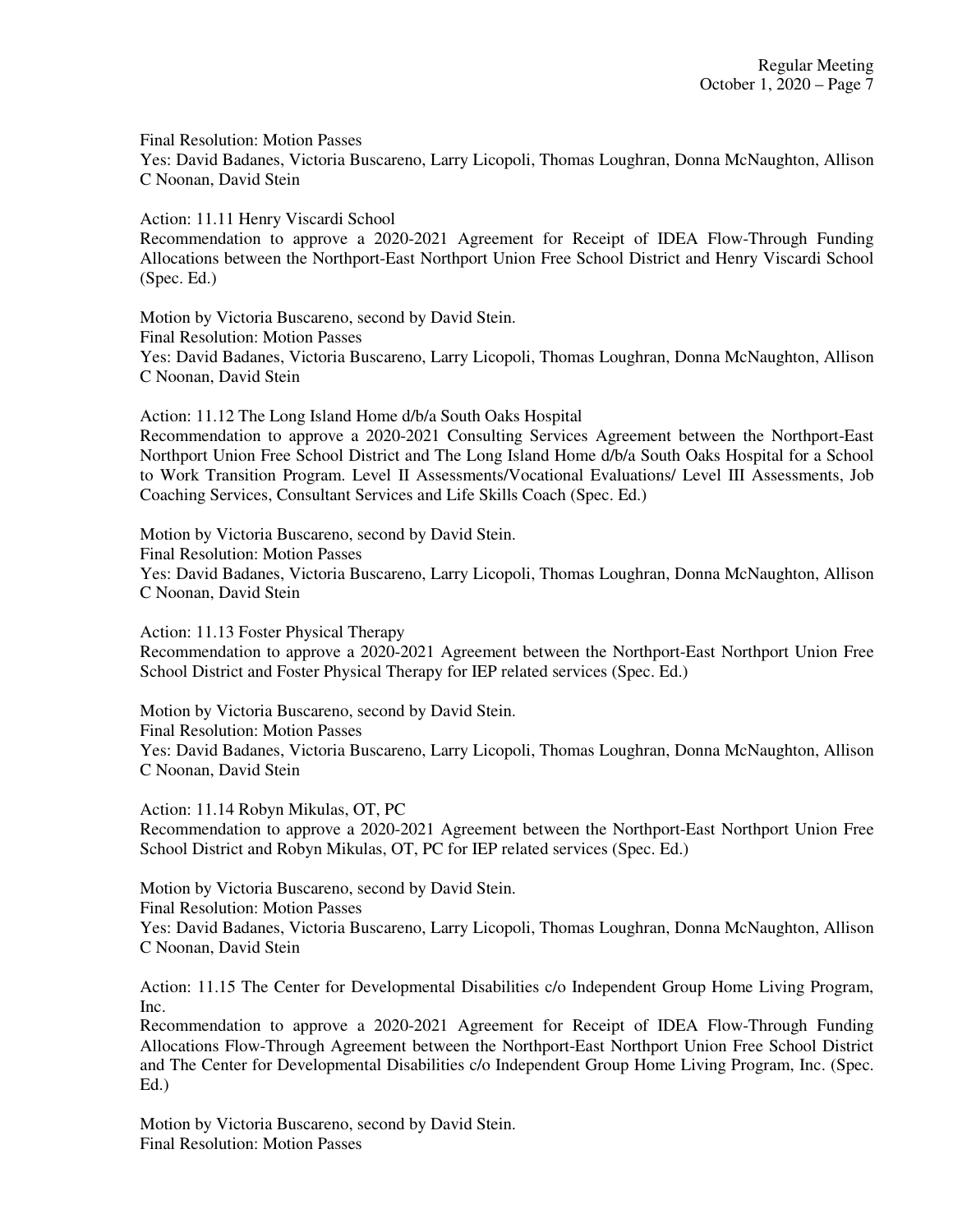Final Resolution: Motion Passes
Yes: David Badanes, Victoria Buscareno, Larry Licopoli, Thomas Loughran, Donna McNaughton, Allison C Noonan, David Stein

Action: 11.11 Henry Viscardi School
Recommendation to approve a 2020-2021 Agreement for Receipt of IDEA Flow-Through Funding Allocations between the Northport-East Northport Union Free School District and Henry Viscardi School (Spec. Ed.)

Motion by Victoria Buscareno, second by David Stein.
Final Resolution: Motion Passes
Yes: David Badanes, Victoria Buscareno, Larry Licopoli, Thomas Loughran, Donna McNaughton, Allison C Noonan, David Stein

Action: 11.12 The Long Island Home d/b/a South Oaks Hospital
Recommendation to approve a 2020-2021 Consulting Services Agreement between the Northport-East Northport Union Free School District and The Long Island Home d/b/a South Oaks Hospital for a School to Work Transition Program. Level II Assessments/Vocational Evaluations/ Level III Assessments, Job Coaching Services, Consultant Services and Life Skills Coach (Spec. Ed.)

Motion by Victoria Buscareno, second by David Stein.
Final Resolution: Motion Passes
Yes: David Badanes, Victoria Buscareno, Larry Licopoli, Thomas Loughran, Donna McNaughton, Allison C Noonan, David Stein

Action: 11.13 Foster Physical Therapy
Recommendation to approve a 2020-2021 Agreement between the Northport-East Northport Union Free School District and Foster Physical Therapy for IEP related services (Spec. Ed.)

Motion by Victoria Buscareno, second by David Stein.
Final Resolution: Motion Passes
Yes: David Badanes, Victoria Buscareno, Larry Licopoli, Thomas Loughran, Donna McNaughton, Allison C Noonan, David Stein

Action: 11.14 Robyn Mikulas, OT, PC
Recommendation to approve a 2020-2021 Agreement between the Northport-East Northport Union Free School District and Robyn Mikulas, OT, PC for IEP related services (Spec. Ed.)

Motion by Victoria Buscareno, second by David Stein.
Final Resolution: Motion Passes
Yes: David Badanes, Victoria Buscareno, Larry Licopoli, Thomas Loughran, Donna McNaughton, Allison C Noonan, David Stein

Action: 11.15 The Center for Developmental Disabilities c/o Independent Group Home Living Program, Inc.
Recommendation to approve a 2020-2021 Agreement for Receipt of IDEA Flow-Through Funding Allocations Flow-Through Agreement between the Northport-East Northport Union Free School District and The Center for Developmental Disabilities c/o Independent Group Home Living Program, Inc. (Spec. Ed.)

Motion by Victoria Buscareno, second by David Stein.
Final Resolution: Motion Passes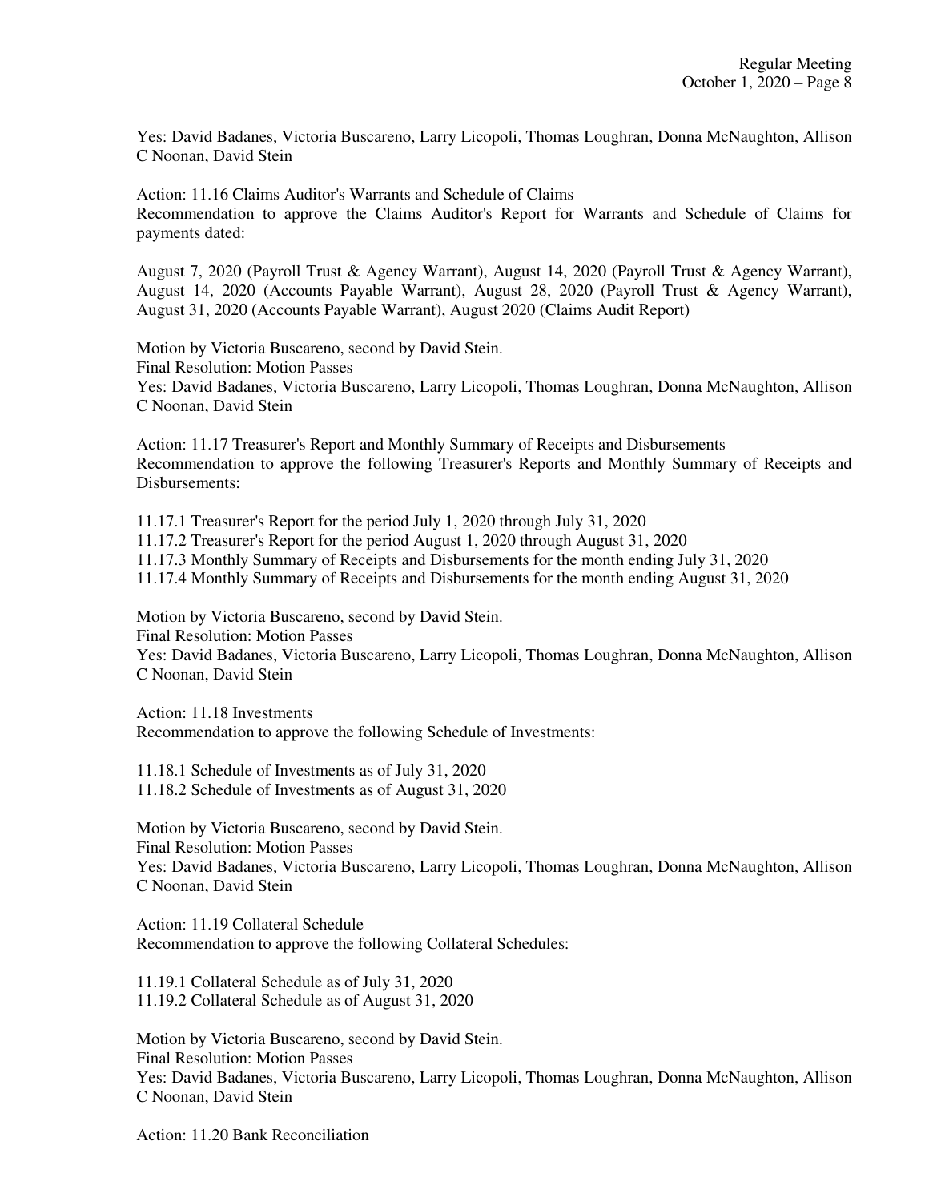Yes: David Badanes, Victoria Buscareno, Larry Licopoli, Thomas Loughran, Donna McNaughton, Allison C Noonan, David Stein

Action: 11.16 Claims Auditor's Warrants and Schedule of Claims
Recommendation to approve the Claims Auditor's Report for Warrants and Schedule of Claims for payments dated:

August 7, 2020 (Payroll Trust & Agency Warrant), August 14, 2020 (Payroll Trust & Agency Warrant), August 14, 2020 (Accounts Payable Warrant), August 28, 2020 (Payroll Trust & Agency Warrant), August 31, 2020 (Accounts Payable Warrant), August 2020 (Claims Audit Report)

Motion by Victoria Buscareno, second by David Stein.
Final Resolution: Motion Passes
Yes: David Badanes, Victoria Buscareno, Larry Licopoli, Thomas Loughran, Donna McNaughton, Allison C Noonan, David Stein

Action: 11.17 Treasurer's Report and Monthly Summary of Receipts and Disbursements
Recommendation to approve the following Treasurer's Reports and Monthly Summary of Receipts and Disbursements:

11.17.1 Treasurer's Report for the period July 1, 2020 through July 31, 2020
11.17.2 Treasurer's Report for the period August 1, 2020 through August 31, 2020
11.17.3 Monthly Summary of Receipts and Disbursements for the month ending July 31, 2020
11.17.4 Monthly Summary of Receipts and Disbursements for the month ending August 31, 2020

Motion by Victoria Buscareno, second by David Stein.
Final Resolution: Motion Passes
Yes: David Badanes, Victoria Buscareno, Larry Licopoli, Thomas Loughran, Donna McNaughton, Allison C Noonan, David Stein

Action: 11.18 Investments
Recommendation to approve the following Schedule of Investments:

11.18.1 Schedule of Investments as of July 31, 2020
11.18.2 Schedule of Investments as of August 31, 2020

Motion by Victoria Buscareno, second by David Stein.
Final Resolution: Motion Passes
Yes: David Badanes, Victoria Buscareno, Larry Licopoli, Thomas Loughran, Donna McNaughton, Allison C Noonan, David Stein

Action: 11.19 Collateral Schedule
Recommendation to approve the following Collateral Schedules:

11.19.1 Collateral Schedule as of July 31, 2020
11.19.2 Collateral Schedule as of August 31, 2020

Motion by Victoria Buscareno, second by David Stein.
Final Resolution: Motion Passes
Yes: David Badanes, Victoria Buscareno, Larry Licopoli, Thomas Loughran, Donna McNaughton, Allison C Noonan, David Stein

Action: 11.20 Bank Reconciliation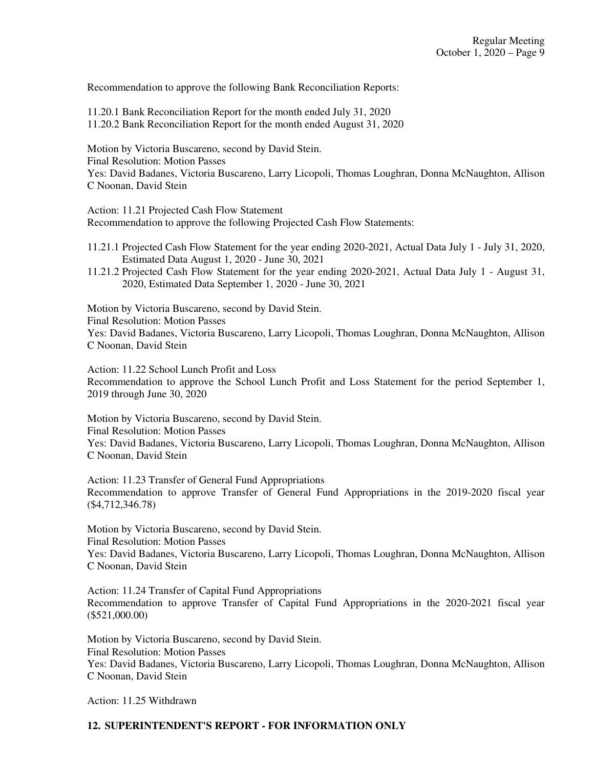Recommendation to approve the following Bank Reconciliation Reports:

11.20.1 Bank Reconciliation Report for the month ended July 31, 2020
11.20.2 Bank Reconciliation Report for the month ended August 31, 2020

Motion by Victoria Buscareno, second by David Stein.
Final Resolution: Motion Passes
Yes: David Badanes, Victoria Buscareno, Larry Licopoli, Thomas Loughran, Donna McNaughton, Allison C Noonan, David Stein

Action: 11.21 Projected Cash Flow Statement
Recommendation to approve the following Projected Cash Flow Statements:

11.21.1 Projected Cash Flow Statement for the year ending 2020-2021, Actual Data July 1 - July 31, 2020, Estimated Data August 1, 2020 - June 30, 2021
11.21.2 Projected Cash Flow Statement for the year ending 2020-2021, Actual Data July 1 - August 31, 2020, Estimated Data September 1, 2020 - June 30, 2021

Motion by Victoria Buscareno, second by David Stein.
Final Resolution: Motion Passes
Yes: David Badanes, Victoria Buscareno, Larry Licopoli, Thomas Loughran, Donna McNaughton, Allison C Noonan, David Stein

Action: 11.22 School Lunch Profit and Loss
Recommendation to approve the School Lunch Profit and Loss Statement for the period September 1, 2019 through June 30, 2020

Motion by Victoria Buscareno, second by David Stein.
Final Resolution: Motion Passes
Yes: David Badanes, Victoria Buscareno, Larry Licopoli, Thomas Loughran, Donna McNaughton, Allison C Noonan, David Stein

Action: 11.23 Transfer of General Fund Appropriations
Recommendation to approve Transfer of General Fund Appropriations in the 2019-2020 fiscal year ($4,712,346.78)

Motion by Victoria Buscareno, second by David Stein.
Final Resolution: Motion Passes
Yes: David Badanes, Victoria Buscareno, Larry Licopoli, Thomas Loughran, Donna McNaughton, Allison C Noonan, David Stein

Action: 11.24 Transfer of Capital Fund Appropriations
Recommendation to approve Transfer of Capital Fund Appropriations in the 2020-2021 fiscal year ($521,000.00)

Motion by Victoria Buscareno, second by David Stein.
Final Resolution: Motion Passes
Yes: David Badanes, Victoria Buscareno, Larry Licopoli, Thomas Loughran, Donna McNaughton, Allison C Noonan, David Stein

Action: 11.25 Withdrawn

## 12. SUPERINTENDENT'S REPORT - FOR INFORMATION ONLY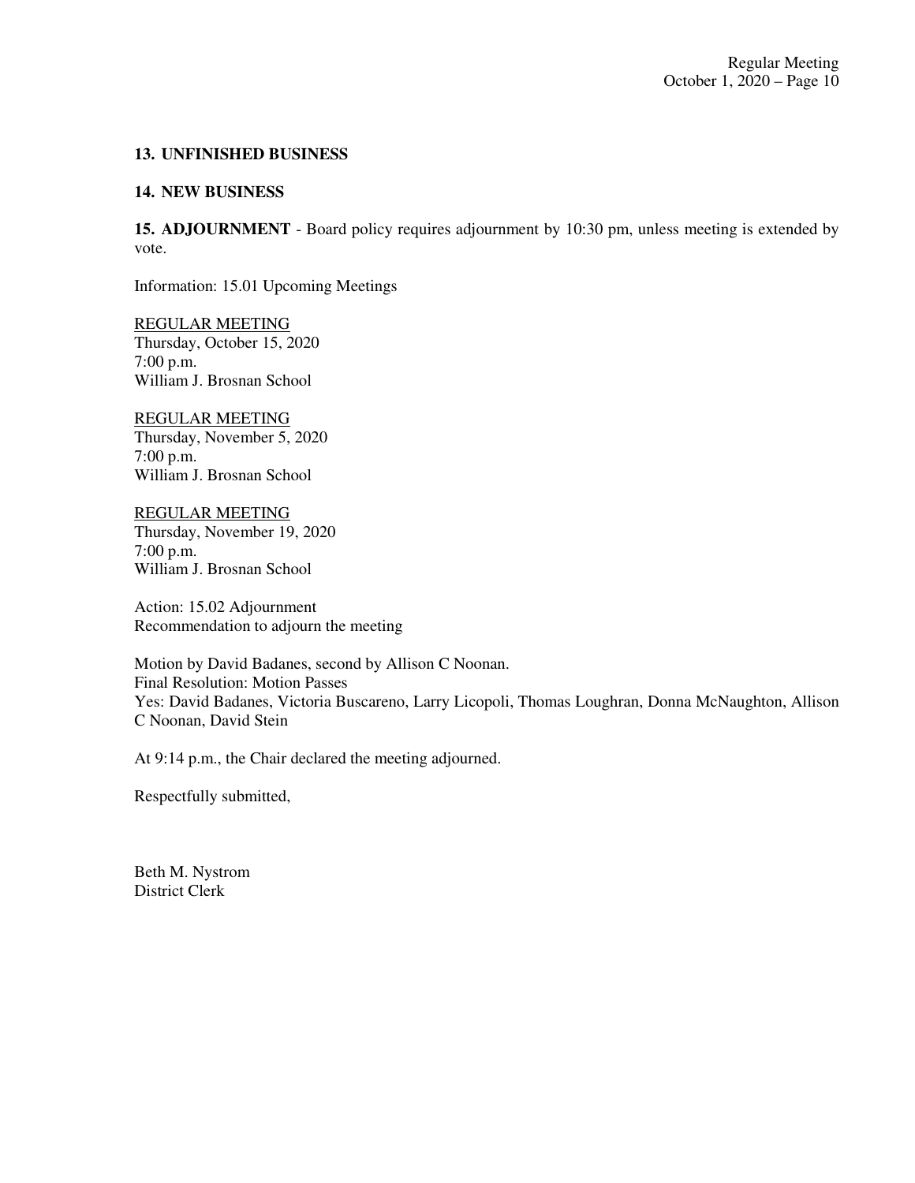**13. UNFINISHED BUSINESS**

**14. NEW BUSINESS**

**15. ADJOURNMENT** - Board policy requires adjournment by 10:30 pm, unless meeting is extended by vote.

Information: 15.01 Upcoming Meetings

REGULAR MEETING
Thursday, October 15, 2020
7:00 p.m.
William J. Brosnan School

REGULAR MEETING
Thursday, November 5, 2020
7:00 p.m.
William J. Brosnan School

REGULAR MEETING
Thursday, November 19, 2020
7:00 p.m.
William J. Brosnan School

Action: 15.02 Adjournment
Recommendation to adjourn the meeting

Motion by David Badanes, second by Allison C Noonan.
Final Resolution: Motion Passes
Yes: David Badanes, Victoria Buscareno, Larry Licopoli, Thomas Loughran, Donna McNaughton, Allison C Noonan, David Stein

At 9:14 p.m., the Chair declared the meeting adjourned.

Respectfully submitted,

Beth M. Nystrom
District Clerk